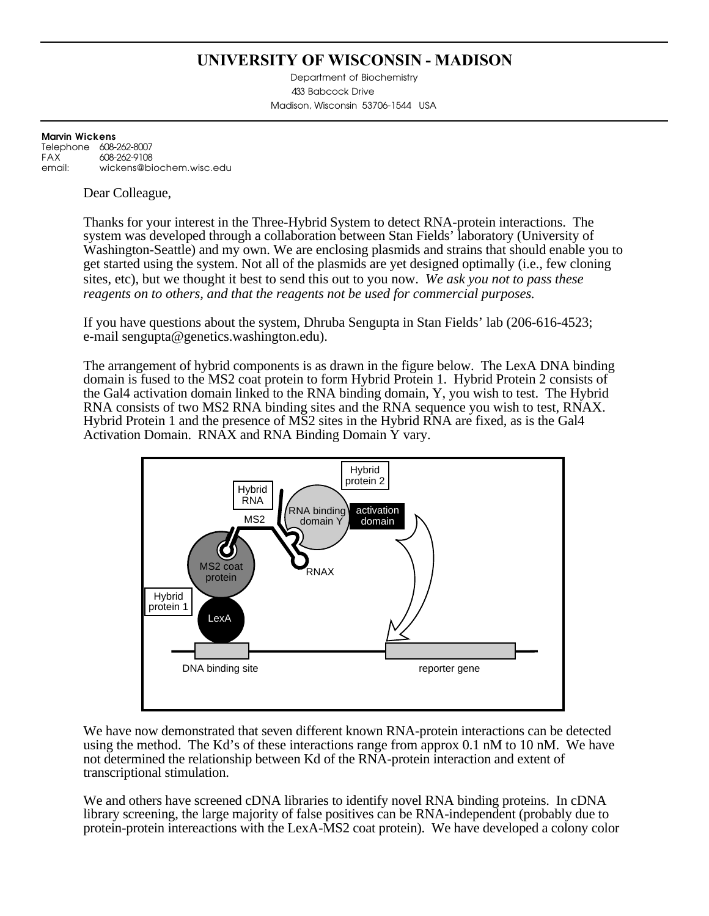# UNIVERSITY OF WISCONSIN - MADISON

Department of Biochemistry
433 Babcock Drive
Madison, Wisconsin 53706-1544 USA

**Marvin Wickens**
Telephone 608-262-8007
FAX 608-262-9108
email: wickens@biochem.wisc.edu

Dear Colleague,

Thanks for your interest in the Three-Hybrid System to detect RNA-protein interactions. The system was developed through a collaboration between Stan Fields' laboratory (University of Washington-Seattle) and my own. We are enclosing plasmids and strains that should enable you to get started using the system. Not all of the plasmids are yet designed optimally (i.e., few cloning sites, etc), but we thought it best to send this out to you now. *We ask you not to pass these reagents on to others, and that the reagents not be used for commercial purposes.*

If you have questions about the system, Dhruba Sengupta in Stan Fields' lab (206-616-4523; e-mail sengupta@genetics.washington.edu).

The arrangement of hybrid components is as drawn in the figure below. The LexA DNA binding domain is fused to the MS2 coat protein to form Hybrid Protein 1. Hybrid Protein 2 consists of the Gal4 activation domain linked to the RNA binding domain, Y, you wish to test. The Hybrid RNA consists of two MS2 RNA binding sites and the RNA sequence you wish to test, RNAX. Hybrid Protein 1 and the presence of MS2 sites in the Hybrid RNA are fixed, as is the Gal4 Activation Domain. RNAX and RNA Binding Domain Y vary.

Hybrid protein 2 | Hybrid RNA | MS2 | RNA binding domain Y | activation domain | MS2 coat protein | RNAX | Hybrid protein 1 | LexA | DNA binding site | reporter gene

We have now demonstrated that seven different known RNA-protein interactions can be detected using the method. The Kd's of these interactions range from approx 0.1 nM to 10 nM. We have not determined the relationship between Kd of the RNA-protein interaction and extent of transcriptional stimulation.

We and others have screened cDNA libraries to identify novel RNA binding proteins. In cDNA library screening, the large majority of false positives can be RNA-independent (probably due to protein-protein intereactions with the LexA-MS2 coat protein). We have developed a colony color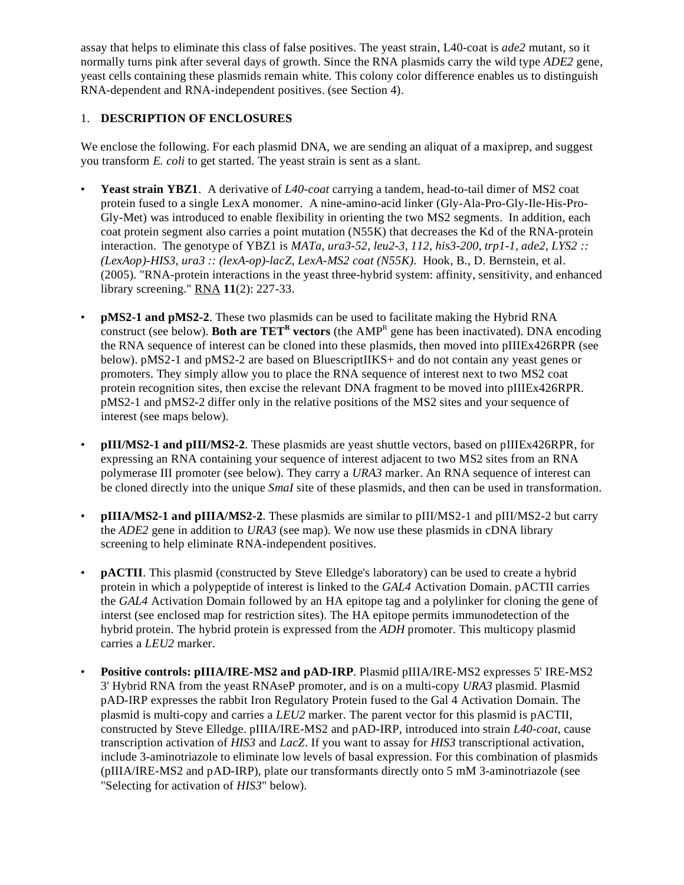assay that helps to eliminate this class of false positives. The yeast strain, L40-coat is *ade2* mutant, so it normally turns pink after several days of growth. Since the RNA plasmids carry the wild type *ADE2* gene, yeast cells containing these plasmids remain white. This colony color difference enables us to distinguish RNA-dependent and RNA-independent positives. (see Section 4).

## 1. DESCRIPTION OF ENCLOSURES

We enclose the following. For each plasmid DNA, we are sending an aliquat of a maxiprep, and suggest you transform *E. coli* to get started. The yeast strain is sent as a slant.

- **Yeast strain YBZ1**. A derivative of *L40-coat* carrying a tandem, head-to-tail dimer of MS2 coat protein fused to a single LexA monomer. A nine-amino-acid linker (Gly-Ala-Pro-Gly-Ile-His-Pro-Gly-Met) was introduced to enable flexibility in orienting the two MS2 segments. In addition, each coat protein segment also carries a point mutation (N55K) that decreases the Kd of the RNA-protein interaction. The genotype of YBZ1 is *MATa, ura3-52, leu2-3, 112, his3-200, trp1-1, ade2, LYS2 :: (LexAop)-HIS3, ura3 :: (lexA-op)-lacZ, LexA-MS2 coat (N55K).* Hook, B., D. Bernstein, et al. (2005). "RNA-protein interactions in the yeast three-hybrid system: affinity, sensitivity, and enhanced library screening." RNA **11**(2): 227-33.

- **pMS2-1 and pMS2-2**. These two plasmids can be used to facilitate making the Hybrid RNA construct (see below). **Both are TET$^{R}$ vectors** (the AMP$^{R}$ gene has been inactivated). DNA encoding the RNA sequence of interest can be cloned into these plasmids, then moved into pIIIEx426RPR (see below). pMS2-1 and pMS2-2 are based on BluescriptIIKS+ and do not contain any yeast genes or promoters. They simply allow you to place the RNA sequence of interest next to two MS2 coat protein recognition sites, then excise the relevant DNA fragment to be moved into pIIIEx426RPR. pMS2-1 and pMS2-2 differ only in the relative positions of the MS2 sites and your sequence of interest (see maps below).

- **pIII/MS2-1 and pIII/MS2-2**. These plasmids are yeast shuttle vectors, based on pIIIEx426RPR, for expressing an RNA containing your sequence of interest adjacent to two MS2 sites from an RNA polymerase III promoter (see below). They carry a *URA3* marker. An RNA sequence of interest can be cloned directly into the unique *SmaI* site of these plasmids, and then can be used in transformation.

- **pIIIA/MS2-1 and pIIIA/MS2-2**. These plasmids are similar to pIII/MS2-1 and pIII/MS2-2 but carry the *ADE2* gene in addition to *URA3* (see map). We now use these plasmids in cDNA library screening to help eliminate RNA-independent positives.

- **pACTII**. This plasmid (constructed by Steve Elledge's laboratory) can be used to create a hybrid protein in which a polypeptide of interest is linked to the *GAL4* Activation Domain. pACTII carries the *GAL4* Activation Domain followed by an HA epitope tag and a polylinker for cloning the gene of interst (see enclosed map for restriction sites). The HA epitope permits immunodetection of the hybrid protein. The hybrid protein is expressed from the *ADH* promoter. This multicopy plasmid carries a *LEU2* marker.

- **Positive controls: pIIIA/IRE-MS2 and pAD-IRP**. Plasmid pIIIA/IRE-MS2 expresses 5' IRE-MS2 3' Hybrid RNA from the yeast RNAseP promoter, and is on a multi-copy *URA3* plasmid. Plasmid pAD-IRP expresses the rabbit Iron Regulatory Protein fused to the Gal 4 Activation Domain. The plasmid is multi-copy and carries a *LEU2* marker. The parent vector for this plasmid is pACTII, constructed by Steve Elledge. pIIIA/IRE-MS2 and pAD-IRP, introduced into strain *L40-coat*, cause transcription activation of *HIS3* and *LacZ*. If you want to assay for *HIS3* transcriptional activation, include 3-aminotriazole to eliminate low levels of basal expression. For this combination of plasmids (pIIIA/IRE-MS2 and pAD-IRP), plate our transformants directly onto 5 mM 3-aminotriazole (see "Selecting for activation of *HIS3*" below).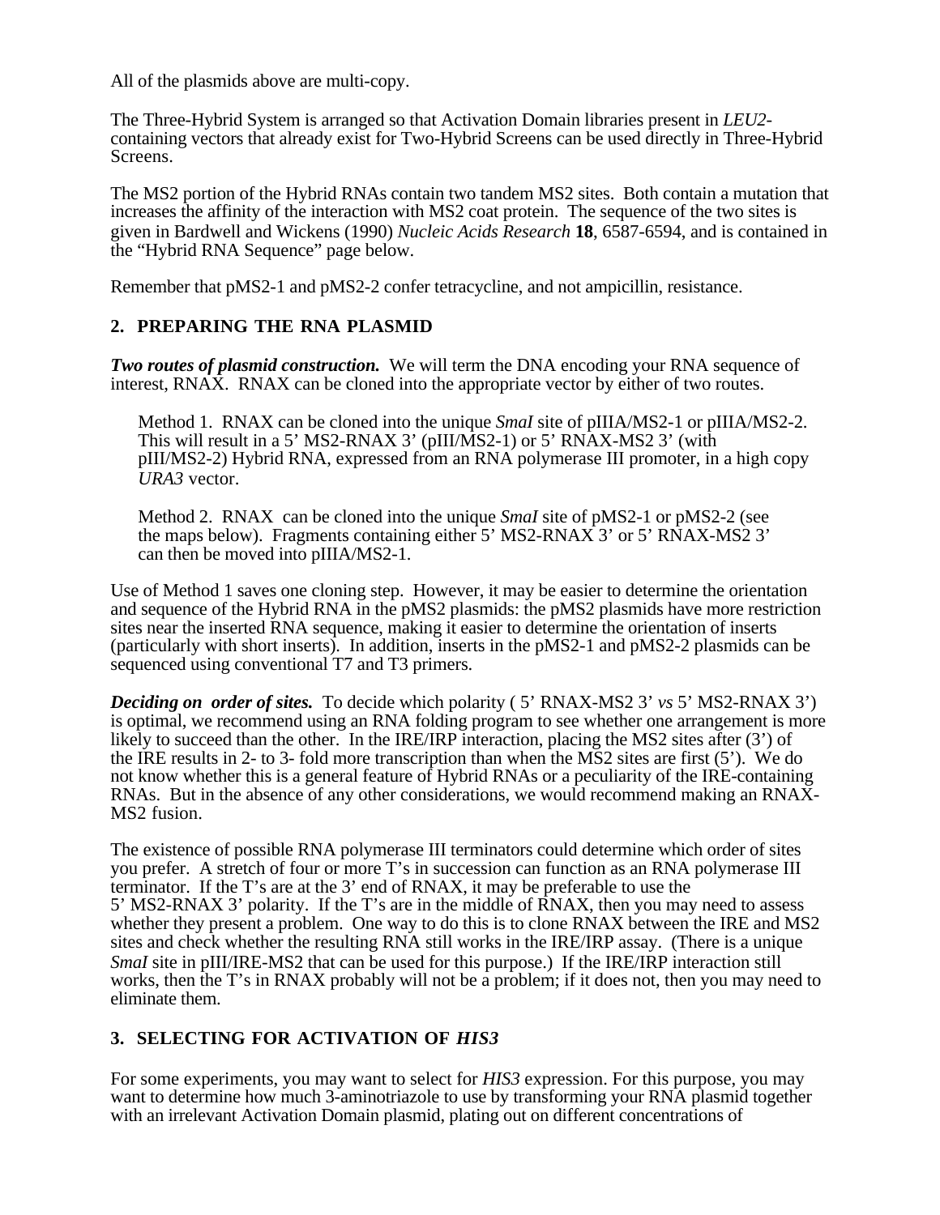All of the plasmids above are multi-copy.

The Three-Hybrid System is arranged so that Activation Domain libraries present in *LEU2*-containing vectors that already exist for Two-Hybrid Screens can be used directly in Three-Hybrid Screens.

The MS2 portion of the Hybrid RNAs contain two tandem MS2 sites. Both contain a mutation that increases the affinity of the interaction with MS2 coat protein. The sequence of the two sites is given in Bardwell and Wickens (1990) *Nucleic Acids Research* **18**, 6587-6594, and is contained in the "Hybrid RNA Sequence" page below.

Remember that pMS2-1 and pMS2-2 confer tetracycline, and not ampicillin, resistance.

## 2. PREPARING THE RNA PLASMID

***Two routes of plasmid construction.*** We will term the DNA encoding your RNA sequence of interest, RNAX. RNAX can be cloned into the appropriate vector by either of two routes.

> Method 1. RNAX can be cloned into the unique *SmaI* site of pIIIA/MS2-1 or pIIIA/MS2-2. This will result in a 5' MS2-RNAX 3' (pIII/MS2-1) or 5' RNAX-MS2 3' (with pIII/MS2-2) Hybrid RNA, expressed from an RNA polymerase III promoter, in a high copy *URA3* vector.
>
> Method 2. RNAX can be cloned into the unique *SmaI* site of pMS2-1 or pMS2-2 (see the maps below). Fragments containing either 5' MS2-RNAX 3' or 5' RNAX-MS2 3' can then be moved into pIIIA/MS2-1.

Use of Method 1 saves one cloning step. However, it may be easier to determine the orientation and sequence of the Hybrid RNA in the pMS2 plasmids: the pMS2 plasmids have more restriction sites near the inserted RNA sequence, making it easier to determine the orientation of inserts (particularly with short inserts). In addition, inserts in the pMS2-1 and pMS2-2 plasmids can be sequenced using conventional T7 and T3 primers.

***Deciding on order of sites.*** To decide which polarity ( 5' RNAX-MS2 3' *vs* 5' MS2-RNAX 3') is optimal, we recommend using an RNA folding program to see whether one arrangement is more likely to succeed than the other. In the IRE/IRP interaction, placing the MS2 sites after (3') of the IRE results in 2- to 3- fold more transcription than when the MS2 sites are first (5'). We do not know whether this is a general feature of Hybrid RNAs or a peculiarity of the IRE-containing RNAs. But in the absence of any other considerations, we would recommend making an RNAX-MS2 fusion.

The existence of possible RNA polymerase III terminators could determine which order of sites you prefer. A stretch of four or more T's in succession can function as an RNA polymerase III terminator. If the T's are at the 3' end of RNAX, it may be preferable to use the 5' MS2-RNAX 3' polarity. If the T's are in the middle of RNAX, then you may need to assess whether they present a problem. One way to do this is to clone RNAX between the IRE and MS2 sites and check whether the resulting RNA still works in the IRE/IRP assay. (There is a unique *SmaI* site in pIII/IRE-MS2 that can be used for this purpose.) If the IRE/IRP interaction still works, then the T's in RNAX probably will not be a problem; if it does not, then you may need to eliminate them.

## 3. SELECTING FOR ACTIVATION OF *HIS3*

For some experiments, you may want to select for *HIS3* expression. For this purpose, you may want to determine how much 3-aminotriazole to use by transforming your RNA plasmid together with an irrelevant Activation Domain plasmid, plating out on different concentrations of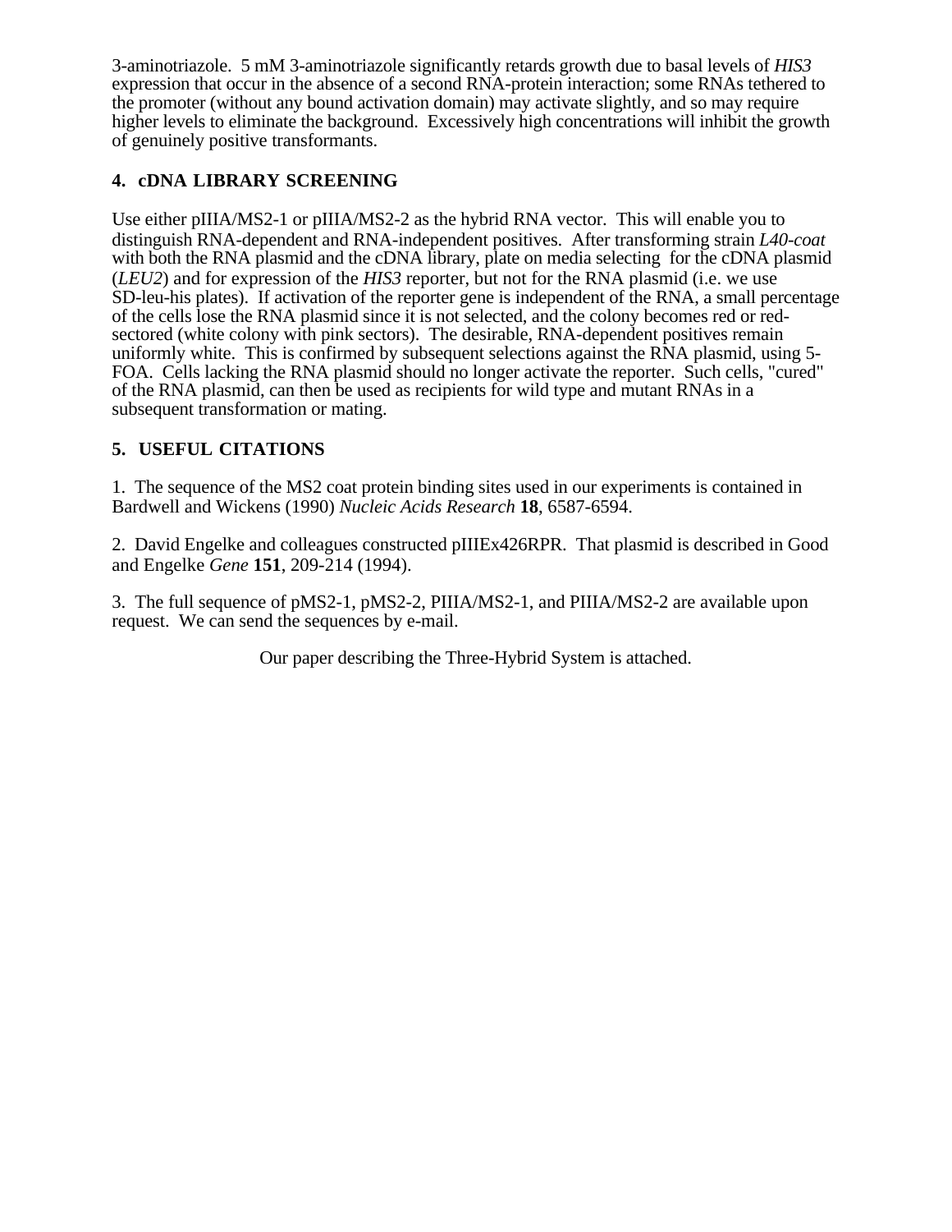3-aminotriazole. 5 mM 3-aminotriazole significantly retards growth due to basal levels of *HIS3* expression that occur in the absence of a second RNA-protein interaction; some RNAs tethered to the promoter (without any bound activation domain) may activate slightly, and so may require higher levels to eliminate the background. Excessively high concentrations will inhibit the growth of genuinely positive transformants.

## 4. cDNA LIBRARY SCREENING

Use either pIIIA/MS2-1 or pIIIA/MS2-2 as the hybrid RNA vector. This will enable you to distinguish RNA-dependent and RNA-independent positives. After transforming strain *L40-coat* with both the RNA plasmid and the cDNA library, plate on media selecting for the cDNA plasmid (*LEU2*) and for expression of the *HIS3* reporter, but not for the RNA plasmid (i.e. we use SD-leu-his plates). If activation of the reporter gene is independent of the RNA, a small percentage of the cells lose the RNA plasmid since it is not selected, and the colony becomes red or red-sectored (white colony with pink sectors). The desirable, RNA-dependent positives remain uniformly white. This is confirmed by subsequent selections against the RNA plasmid, using 5-FOA. Cells lacking the RNA plasmid should no longer activate the reporter. Such cells, "cured" of the RNA plasmid, can then be used as recipients for wild type and mutant RNAs in a subsequent transformation or mating.

## 5. USEFUL CITATIONS

1. The sequence of the MS2 coat protein binding sites used in our experiments is contained in Bardwell and Wickens (1990) *Nucleic Acids Research* **18**, 6587-6594.

2. David Engelke and colleagues constructed pIIIEx426RPR. That plasmid is described in Good and Engelke *Gene* **151**, 209-214 (1994).

3. The full sequence of pMS2-1, pMS2-2, PIIIA/MS2-1, and PIIIA/MS2-2 are available upon request. We can send the sequences by e-mail.

Our paper describing the Three-Hybrid System is attached.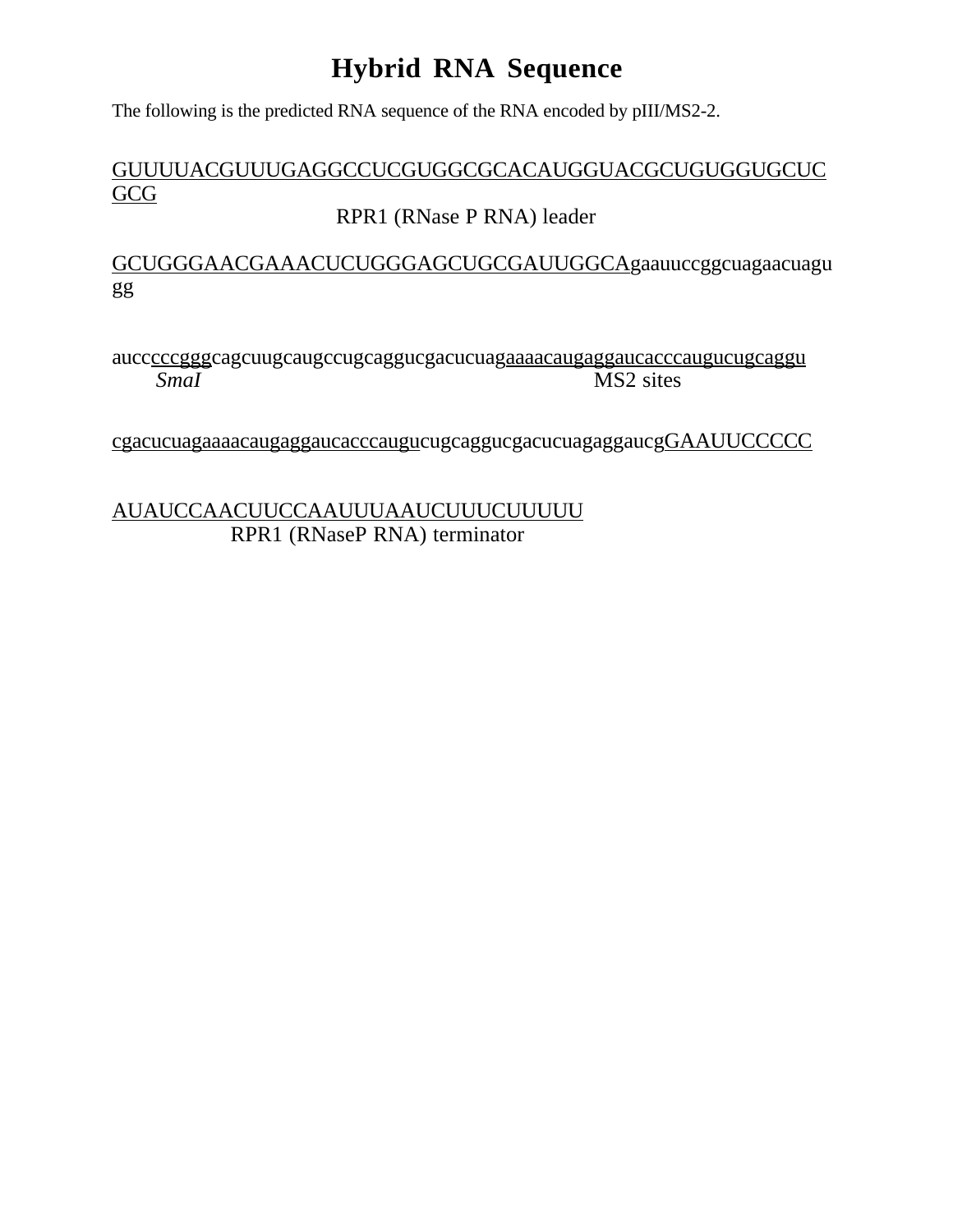# Hybrid RNA Sequence

The following is the predicted RNA sequence of the RNA encoded by pIII/MS2-2.

GUUUUACGUUUGAGGCCUCGUGGCGCACAUGGUACGCUGUGGUGCUCGCG

RPR1 (RNase P RNA) leader

GCUGGGAACGAAACUCUGGGAGCUGCGAUUGGCAgaauuccggcuagaacuagugg

aucccccgggcagcuugcaugccugcaggucgacucuagaaaacaugaggaucacccaugucugcaggu

*SmaI* MS2 sites

cgacucuagaaaacaugaggaucacccaugucugcaggucgacucuagaggaucgGAAUUCCCCC

AUAUCCAACUUCCAAUUUAAUCUUUCUUUUU

RPR1 (RNaseP RNA) terminator